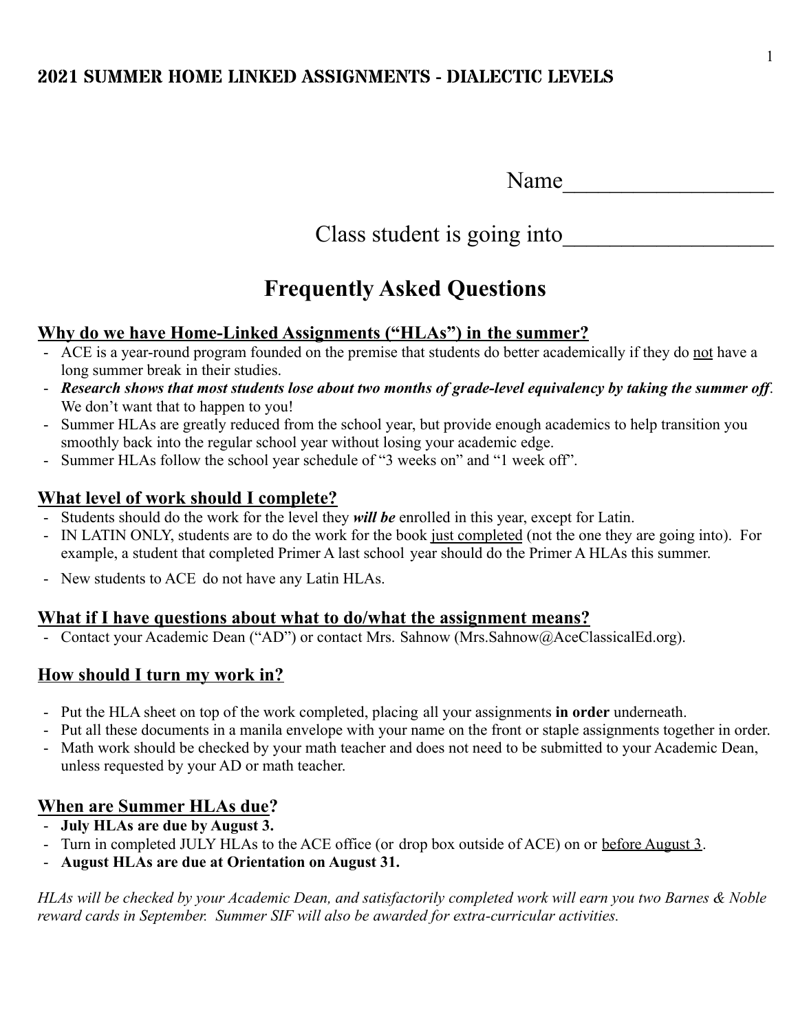## 2021 SUMMER HOME LINKED ASSIGNMENTS - DIALECTIC LEVELS

Name__________________

Class student is going into__________________

# Frequently Asked Questions

### Why do we have Home-Linked Assignments ("HLAs") in the summer?

- ACE is a year-round program founded on the premise that students do better academically if they do not have a long summer break in their studies.
- ***Research shows that most students lose about two months of grade-level equivalency by taking the summer off***. We don't want that to happen to you!
- Summer HLAs are greatly reduced from the school year, but provide enough academics to help transition you smoothly back into the regular school year without losing your academic edge.
- Summer HLAs follow the school year schedule of "3 weeks on" and "1 week off".

### What level of work should I complete?

- Students should do the work for the level they ***will be*** enrolled in this year, except for Latin.
- IN LATIN ONLY, students are to do the work for the book just completed (not the one they are going into). For example, a student that completed Primer A last school year should do the Primer A HLAs this summer.
- New students to ACE do not have any Latin HLAs.

### What if I have questions about what to do/what the assignment means?

- Contact your Academic Dean ("AD") or contact Mrs. Sahnow (Mrs.Sahnow@AceClassicalEd.org).

### How should I turn my work in?

- Put the HLA sheet on top of the work completed, placing all your assignments **in order** underneath.
- Put all these documents in a manila envelope with your name on the front or staple assignments together in order.
- Math work should be checked by your math teacher and does not need to be submitted to your Academic Dean, unless requested by your AD or math teacher.

### When are Summer HLAs due?

- **July HLAs are due by August 3.**
- Turn in completed JULY HLAs to the ACE office (or drop box outside of ACE) on or before August 3.
- **August HLAs are due at Orientation on August 31.**

*HLAs will be checked by your Academic Dean, and satisfactorily completed work will earn you two Barnes & Noble reward cards in September. Summer SIF will also be awarded for extra-curricular activities.*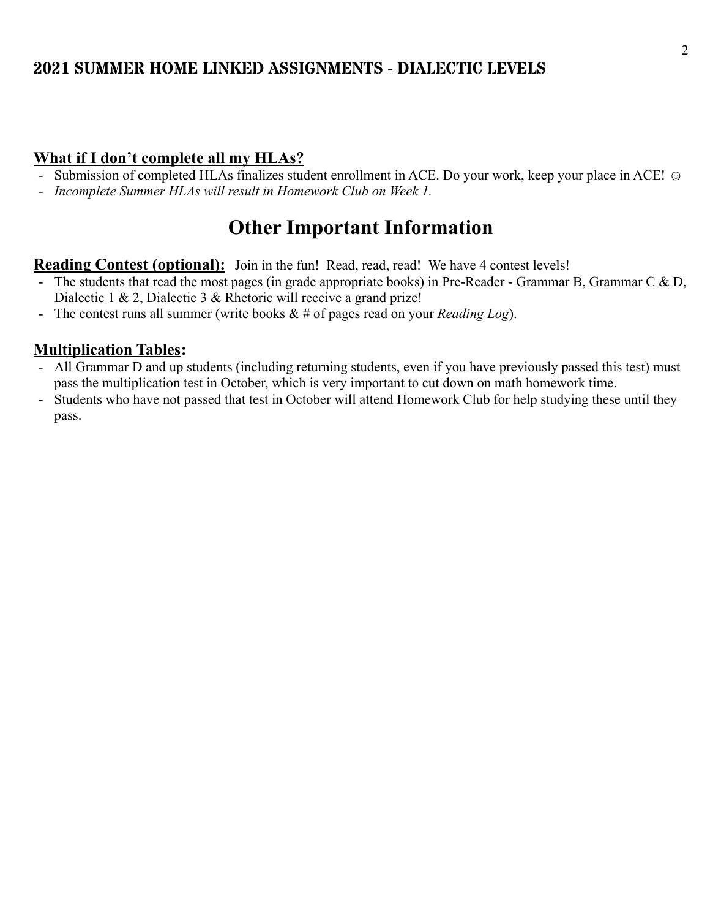## What if I don't complete all my HLAs?

- Submission of completed HLAs finalizes student enrollment in ACE. Do your work, keep your place in ACE! ☺
- *Incomplete Summer HLAs will result in Homework Club on Week 1.*

# Other Important Information

**Reading Contest (optional):** Join in the fun! Read, read, read! We have 4 contest levels!

- The students that read the most pages (in grade appropriate books) in Pre-Reader - Grammar B, Grammar C & D, Dialectic 1 & 2, Dialectic 3 & Rhetoric will receive a grand prize!
- The contest runs all summer (write books & # of pages read on your *Reading Log*).

**Multiplication Tables:**

- All Grammar D and up students (including returning students, even if you have previously passed this test) must pass the multiplication test in October, which is very important to cut down on math homework time.
- Students who have not passed that test in October will attend Homework Club for help studying these until they pass.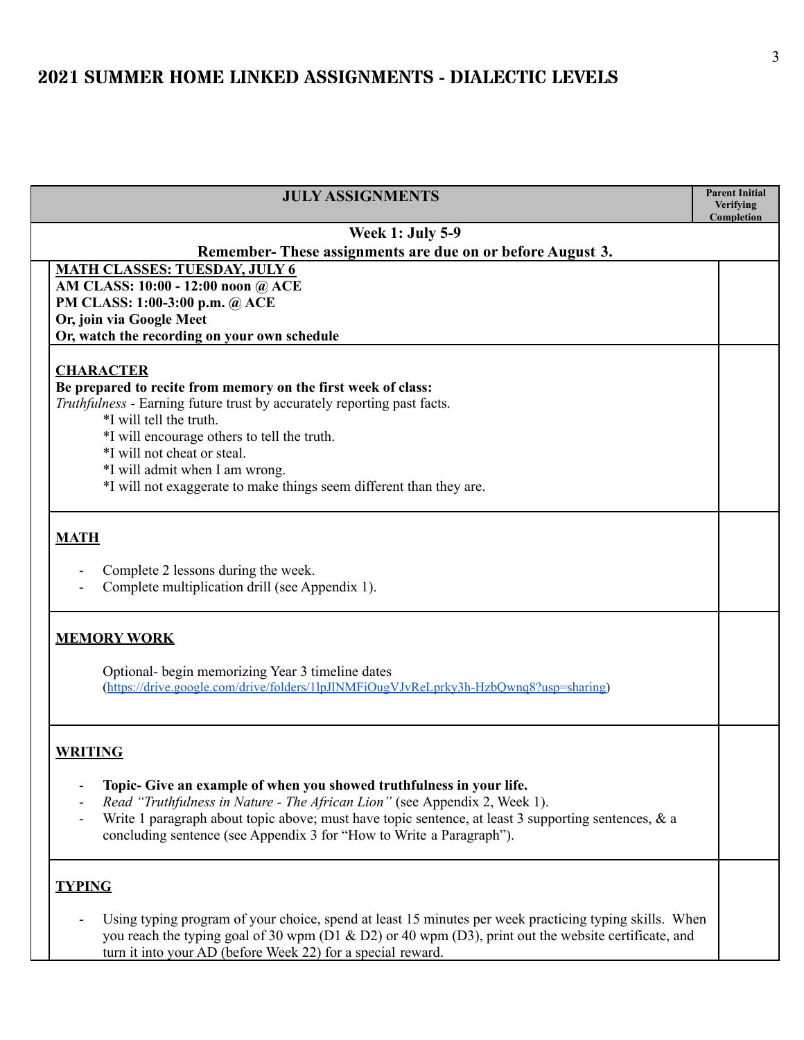# 2021 SUMMER HOME LINKED ASSIGNMENTS - DIALECTIC LEVELS

| JULY ASSIGNMENTS | Parent Initial Verifying Completion |
| --- | --- |
| **Week 1: July 5-9**<br>**Remember- These assignments are due on or before August 3.** | |
| **<u>MATH CLASSES: TUESDAY, JULY 6</u>**<br>**AM CLASS: 10:00 - 12:00 noon @ ACE**<br>**PM CLASS: 1:00-3:00 p.m. @ ACE**<br>**Or, join via Google Meet**<br>**Or, watch the recording on your own schedule** | |
| **<u>CHARACTER</u>**<br>**Be prepared to recite from memory on the first week of class:**<br>*Truthfulness* - Earning future trust by accurately reporting past facts.<br>*I will tell the truth.<br>*I will encourage others to tell the truth.<br>*I will not cheat or steal.<br>*I will admit when I am wrong.<br>*I will not exaggerate to make things seem different than they are. | |
| **<u>MATH</u>**<br>- Complete 2 lessons during the week.<br>- Complete multiplication drill (see Appendix 1). | |
| **<u>MEMORY WORK</u>**<br>Optional- begin memorizing Year 3 timeline dates (https://drive.google.com/drive/folders/1lpJlNMFiOugVJvReLprky3h-HzbQwnq8?usp=sharing) | |
| **<u>WRITING</u>**<br>- **Topic- Give an example of when you showed truthfulness in your life.**<br>- *Read "Truthfulness in Nature - The African Lion"* (see Appendix 2, Week 1).<br>- Write 1 paragraph about topic above; must have topic sentence, at least 3 supporting sentences, & a concluding sentence (see Appendix 3 for "How to Write a Paragraph"). | |
| **<u>TYPING</u>**<br>- Using typing program of your choice, spend at least 15 minutes per week practicing typing skills. When you reach the typing goal of 30 wpm (D1 & D2) or 40 wpm (D3), print out the website certificate, and turn it into your AD (before Week 22) for a special reward. | |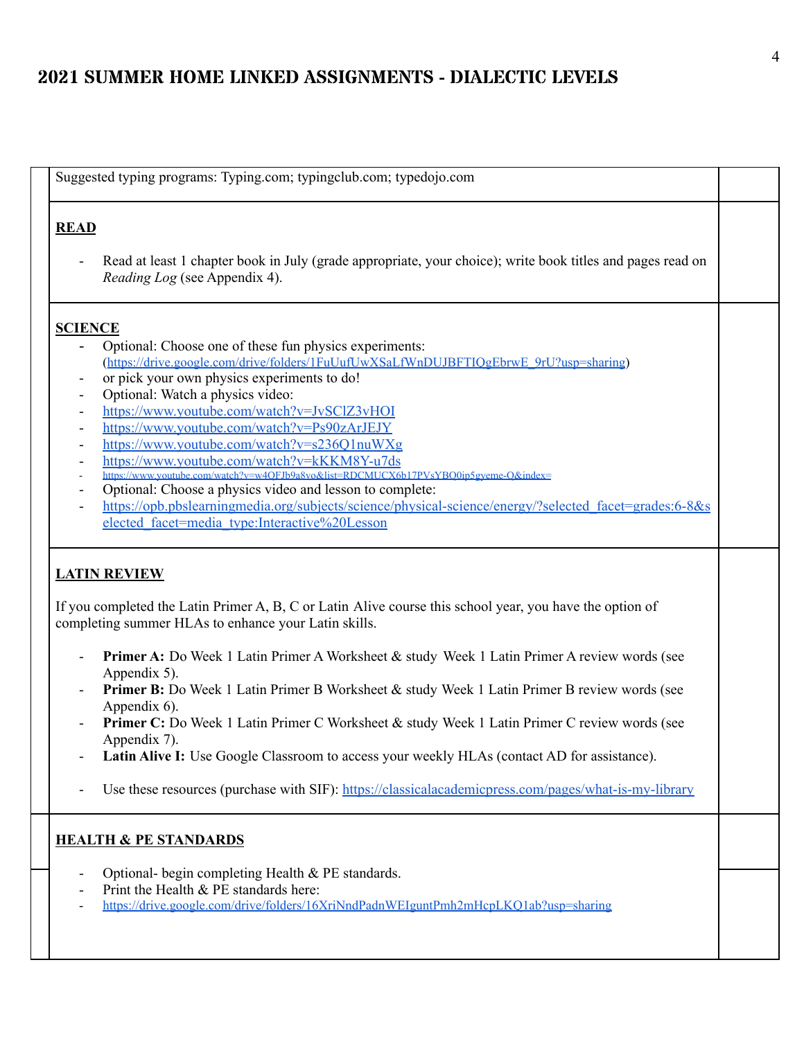## 2021 SUMMER HOME LINKED ASSIGNMENTS - DIALECTIC LEVELS

| | |
|---|---|
| Suggested typing programs: Typing.com; typingclub.com; typedojo.com | |
| **READ**<br><br>- Read at least 1 chapter book in July (grade appropriate, your choice); write book titles and pages read on *Reading Log* (see Appendix 4). | |
| **SCIENCE**<br>- Optional: Choose one of these fun physics experiments: (https://drive.google.com/drive/folders/1FuUufUwXSaLfWnDUJBFTIQgEbrwE_9rU?usp=sharing)<br>- or pick your own physics experiments to do!<br>- Optional: Watch a physics video:<br>- https://www.youtube.com/watch?v=JvSClZ3vHOI<br>- https://www.youtube.com/watch?v=Ps90zArJEJY<br>- https://www.youtube.com/watch?v=s236Q1nuWXg<br>- https://www.youtube.com/watch?v=kKKM8Y-u7ds<br>- https://www.youtube.com/watch?v=w4QFJb9a8vo&list=RDCMUCX6b17PVsYBQ0ip5gyeme-Q&index=<br>- Optional: Choose a physics video and lesson to complete:<br>- https://opb.pbslearningmedia.org/subjects/science/physical-science/energy/?selected_facet=grades:6-8&selected_facet=media_type:Interactive%20Lesson | |
| **LATIN REVIEW**<br><br>If you completed the Latin Primer A, B, C or Latin Alive course this school year, you have the option of completing summer HLAs to enhance your Latin skills.<br><br>- **Primer A:** Do Week 1 Latin Primer A Worksheet & study Week 1 Latin Primer A review words (see Appendix 5).<br>- **Primer B:** Do Week 1 Latin Primer B Worksheet & study Week 1 Latin Primer B review words (see Appendix 6).<br>- **Primer C:** Do Week 1 Latin Primer C Worksheet & study Week 1 Latin Primer C review words (see Appendix 7).<br>- **Latin Alive I:** Use Google Classroom to access your weekly HLAs (contact AD for assistance).<br><br>- Use these resources (purchase with SIF): https://classicalacademicpress.com/pages/what-is-my-library | |
| **HEALTH & PE STANDARDS**<br><br>- Optional- begin completing Health & PE standards.<br>- Print the Health & PE standards here:<br>- https://drive.google.com/drive/folders/16XriNndPadnWEIguntPmh2mHcpLKQ1ab?usp=sharing | |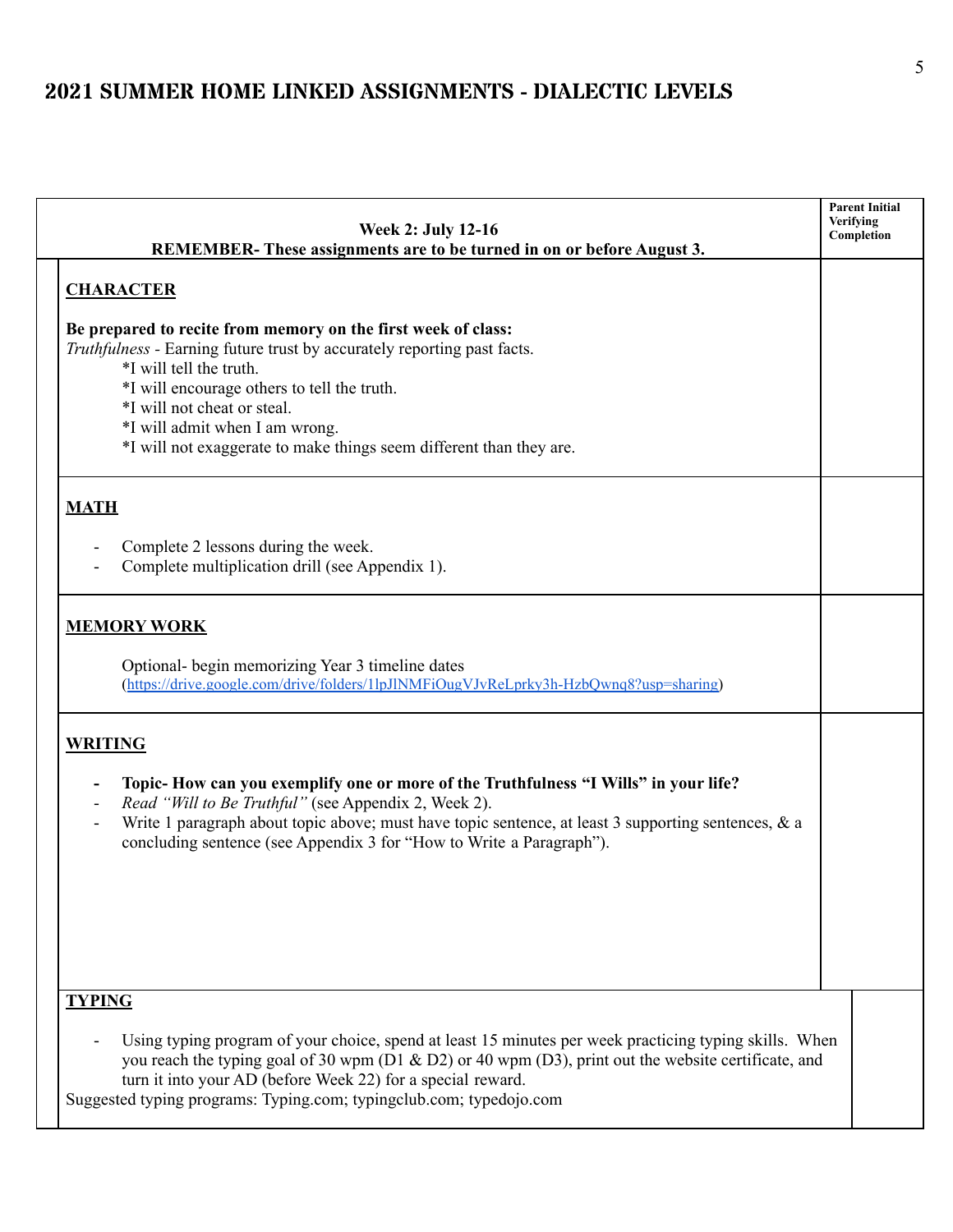# 2021 SUMMER HOME LINKED ASSIGNMENTS - DIALECTIC LEVELS

| **Week 2: July 12-16**<br>**REMEMBER- These assignments are to be turned in on or before August 3.** | **Parent Initial Verifying Completion** |
|---|---|
| **<u>CHARACTER</u>**<br><br>**Be prepared to recite from memory on the first week of class:**<br>*Truthfulness* - Earning future trust by accurately reporting past facts.<br>*I will tell the truth.<br>*I will encourage others to tell the truth.<br>*I will not cheat or steal.<br>*I will admit when I am wrong.<br>*I will not exaggerate to make things seem different than they are. | |
| **<u>MATH</u>**<br><br>- Complete 2 lessons during the week.<br>- Complete multiplication drill (see Appendix 1). | |
| **<u>MEMORY WORK</u>**<br><br>Optional- begin memorizing Year 3 timeline dates (https://drive.google.com/drive/folders/1lpJlNMFiOugVJvReLprky3h-HzbQwnq8?usp=sharing) | |
| **<u>WRITING</u>**<br><br>- **Topic- How can you exemplify one or more of the Truthfulness "I Wills" in your life?**<br>- *Read "Will to Be Truthful"* (see Appendix 2, Week 2).<br>- Write 1 paragraph about topic above; must have topic sentence, at least 3 supporting sentences, & a concluding sentence (see Appendix 3 for "How to Write a Paragraph"). | |
| **<u>TYPING</u>**<br><br>- Using typing program of your choice, spend at least 15 minutes per week practicing typing skills. When you reach the typing goal of 30 wpm (D1 & D2) or 40 wpm (D3), print out the website certificate, and turn it into your AD (before Week 22) for a special reward.<br>Suggested typing programs: Typing.com; typingclub.com; typedojo.com | |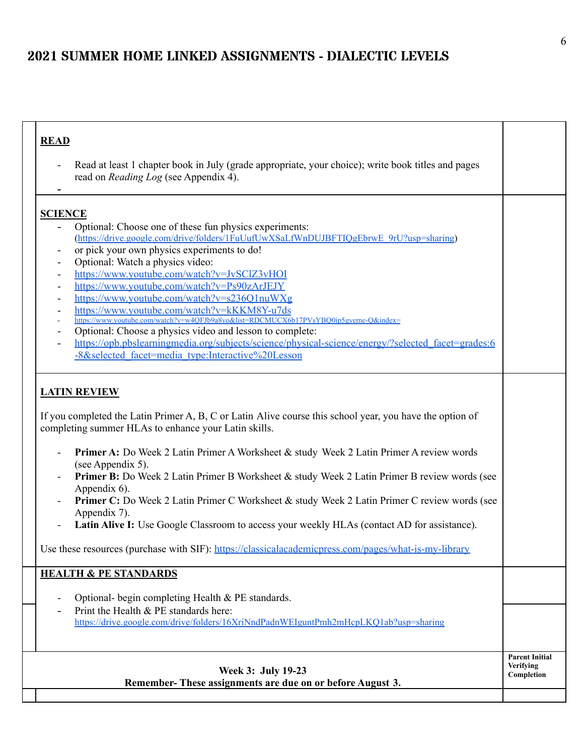# 2021 SUMMER HOME LINKED ASSIGNMENTS - DIALECTIC LEVELS

**READ**

- Read at least 1 chapter book in July (grade appropriate, your choice); write book titles and pages read on *Reading Log* (see Appendix 4).
-

**SCIENCE**

- Optional: Choose one of these fun physics experiments: (https://drive.google.com/drive/folders/1FuUufUwXSaLfWnDUJBFTIQgEbrwE_9rU?usp=sharing)
- or pick your own physics experiments to do!
- Optional: Watch a physics video:
- https://www.youtube.com/watch?v=JvSClZ3vHOI
- https://www.youtube.com/watch?v=Ps90zArJEJY
- https://www.youtube.com/watch?v=s236Q1nuWXg
- https://www.youtube.com/watch?v=kKKM8Y-u7ds
- https://www.youtube.com/watch?v=w4QFJb9a8vo&list=RDCMUCX6b17PVsYBQ0ip5gyeme-Q&index=
- Optional: Choose a physics video and lesson to complete:
- https://opb.pbslearningmedia.org/subjects/science/physical-science/energy/?selected_facet=grades:6-8&selected_facet=media_type:Interactive%20Lesson

**LATIN REVIEW**

If you completed the Latin Primer A, B, C or Latin Alive course this school year, you have the option of completing summer HLAs to enhance your Latin skills.

- **Primer A:** Do Week 2 Latin Primer A Worksheet & study Week 2 Latin Primer A review words (see Appendix 5).
- **Primer B:** Do Week 2 Latin Primer B Worksheet & study Week 2 Latin Primer B review words (see Appendix 6).
- **Primer C:** Do Week 2 Latin Primer C Worksheet & study Week 2 Latin Primer C review words (see Appendix 7).
- **Latin Alive I:** Use Google Classroom to access your weekly HLAs (contact AD for assistance).

Use these resources (purchase with SIF): https://classicalacademicpress.com/pages/what-is-my-library

**HEALTH & PE STANDARDS**

- Optional- begin completing Health & PE standards.
- Print the Health & PE standards here: https://drive.google.com/drive/folders/16XriNndPadnWEIguntPmh2mHcpLKQ1ab?usp=sharing

| | |
|---|---|
| **Week 3: July 19-23**<br>**Remember- These assignments are due on or before August 3.** | **Parent Initial Verifying Completion** |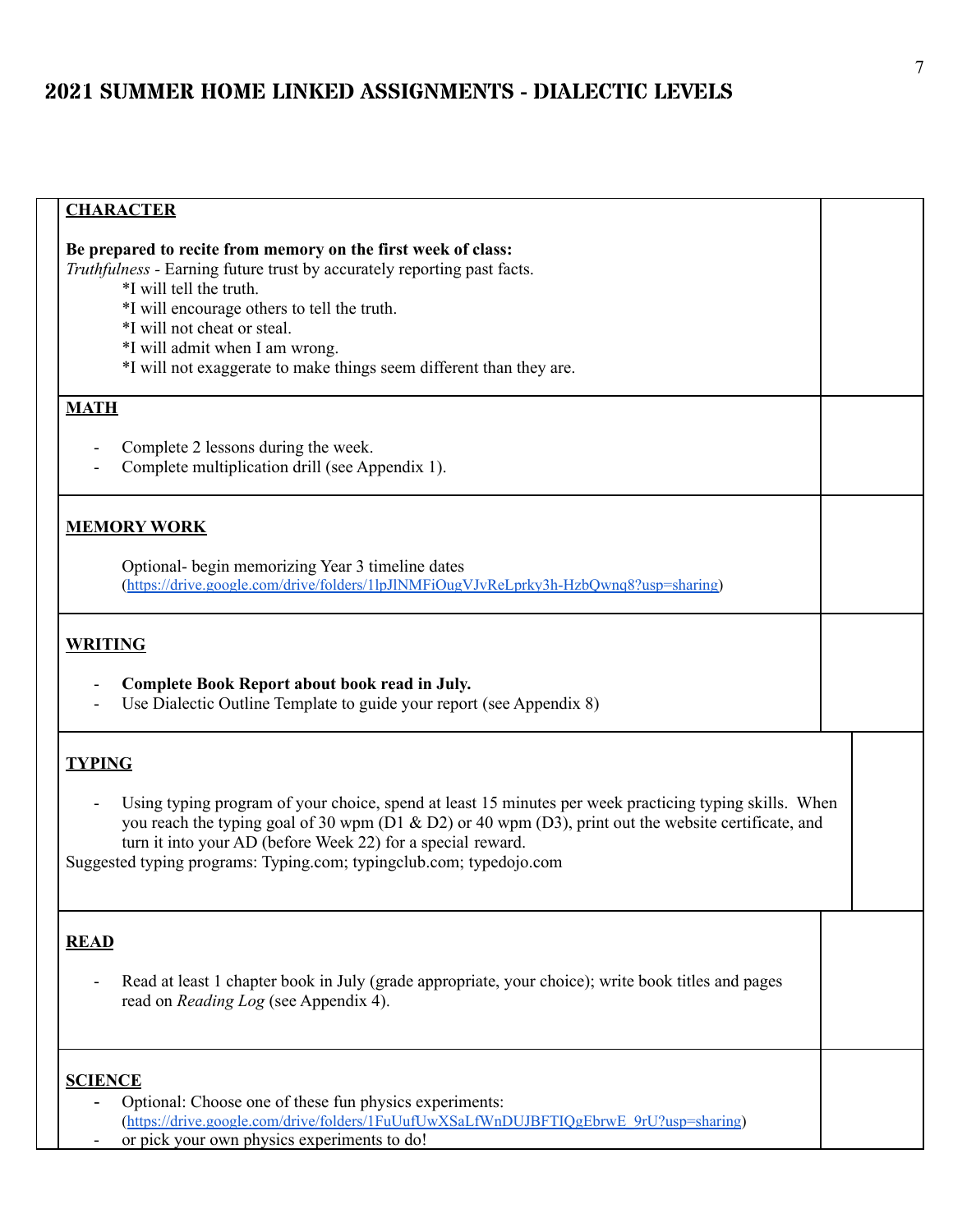# 2021 SUMMER HOME LINKED ASSIGNMENTS - DIALECTIC LEVELS

| | |
|---|---|
| **CHARACTER**<br><br>**Be prepared to recite from memory on the first week of class:**<br>*Truthfulness* - Earning future trust by accurately reporting past facts.<br>*I will tell the truth.<br>*I will encourage others to tell the truth.<br>*I will not cheat or steal.<br>*I will admit when I am wrong.<br>*I will not exaggerate to make things seem different than they are. | |
| **MATH**<br><br>- Complete 2 lessons during the week.<br>- Complete multiplication drill (see Appendix 1). | |
| **MEMORY WORK**<br><br>Optional- begin memorizing Year 3 timeline dates (https://drive.google.com/drive/folders/1lpJlNMFiOugVJvReLprky3h-HzbQwnq8?usp=sharing) | |
| **WRITING**<br><br>- **Complete Book Report about book read in July.**<br>- Use Dialectic Outline Template to guide your report (see Appendix 8) | |
| **TYPING**<br><br>- Using typing program of your choice, spend at least 15 minutes per week practicing typing skills. When you reach the typing goal of 30 wpm (D1 & D2) or 40 wpm (D3), print out the website certificate, and turn it into your AD (before Week 22) for a special reward.<br>Suggested typing programs: Typing.com; typingclub.com; typedojo.com | |
| **READ**<br><br>- Read at least 1 chapter book in July (grade appropriate, your choice); write book titles and pages read on *Reading Log* (see Appendix 4). | |
| **SCIENCE**<br>- Optional: Choose one of these fun physics experiments: (https://drive.google.com/drive/folders/1FuUufUwXSaLfWnDUJBFTIQgEbrwE_9rU?usp=sharing)<br>- or pick your own physics experiments to do! | |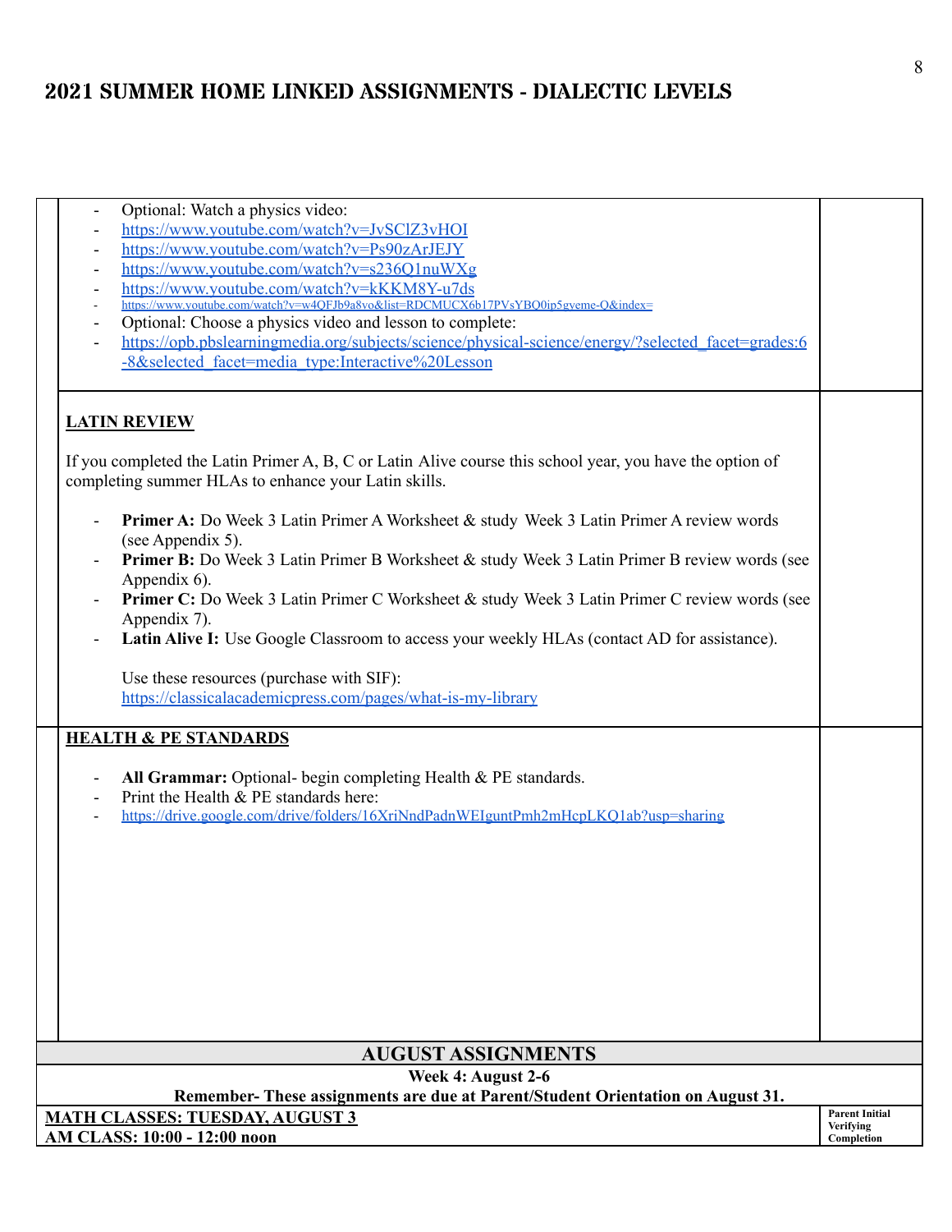# 2021 SUMMER HOME LINKED ASSIGNMENTS - DIALECTIC LEVELS

| | |
|---|---|
| - Optional: Watch a physics video:<br>- https://www.youtube.com/watch?v=JvSClZ3vHOI<br>- https://www.youtube.com/watch?v=Ps90zArJEJY<br>- https://www.youtube.com/watch?v=s236Q1nuWXg<br>- https://www.youtube.com/watch?v=kKKM8Y-u7ds<br>- https://www.youtube.com/watch?v=w4QFJb9a8vo&list=RDCMUCX6b17PVsYBQ0ip5gyeme-Q&index=<br>- Optional: Choose a physics video and lesson to complete:<br>- https://opb.pbslearningmedia.org/subjects/science/physical-science/energy/?selected_facet=grades:6-8&selected_facet=media_type:Interactive%20Lesson | |
| **LATIN REVIEW**<br><br>If you completed the Latin Primer A, B, C or Latin Alive course this school year, you have the option of completing summer HLAs to enhance your Latin skills.<br><br>- **Primer A:** Do Week 3 Latin Primer A Worksheet & study Week 3 Latin Primer A review words (see Appendix 5).<br>- **Primer B:** Do Week 3 Latin Primer B Worksheet & study Week 3 Latin Primer B review words (see Appendix 6).<br>- **Primer C:** Do Week 3 Latin Primer C Worksheet & study Week 3 Latin Primer C review words (see Appendix 7).<br>- **Latin Alive I:** Use Google Classroom to access your weekly HLAs (contact AD for assistance).<br><br>Use these resources (purchase with SIF):<br>https://classicalacademicpress.com/pages/what-is-my-library | |
| **HEALTH & PE STANDARDS**<br><br>- **All Grammar:** Optional- begin completing Health & PE standards.<br>- Print the Health & PE standards here:<br>- https://drive.google.com/drive/folders/16XriNndPadnWEIguntPmh2mHcpLKQ1ab?usp=sharing | |
| **AUGUST ASSIGNMENTS** | |
| **Week 4: August 2-6**<br>**Remember- These assignments are due at Parent/Student Orientation on August 31.** | |
| **MATH CLASSES: TUESDAY, AUGUST 3**<br>**AM CLASS: 10:00 - 12:00 noon** | **Parent Initial Verifying Completion** |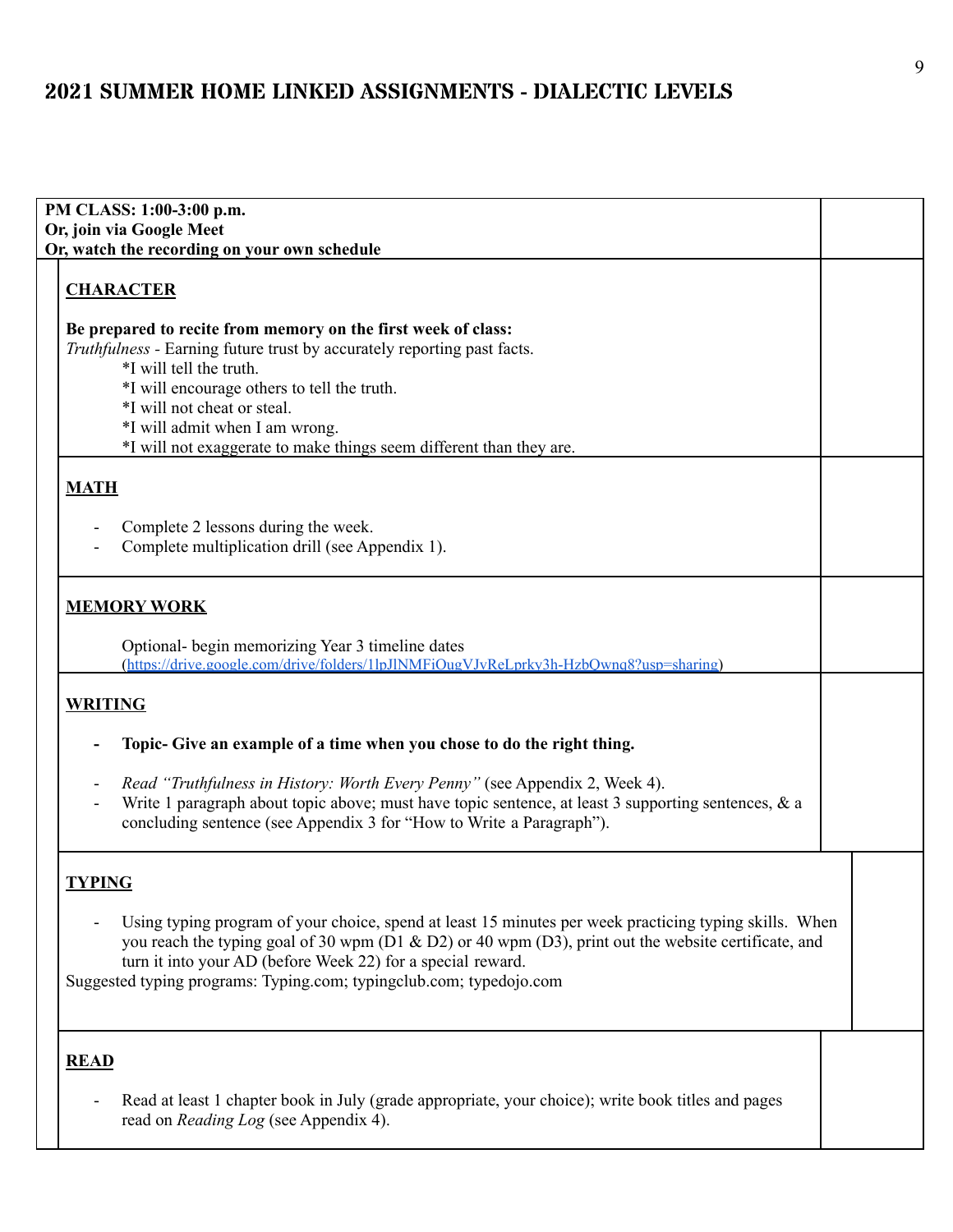# 2021 SUMMER HOME LINKED ASSIGNMENTS - DIALECTIC LEVELS

**PM CLASS: 1:00-3:00 p.m.**
**Or, join via Google Meet**
**Or, watch the recording on your own schedule**

**CHARACTER**

**Be prepared to recite from memory on the first week of class:**
*Truthfulness* - Earning future trust by accurately reporting past facts.

*I will tell the truth.
*I will encourage others to tell the truth.
*I will not cheat or steal.
*I will admit when I am wrong.
*I will not exaggerate to make things seem different than they are.

**MATH**

- Complete 2 lessons during the week.
- Complete multiplication drill (see Appendix 1).

**MEMORY WORK**

Optional- begin memorizing Year 3 timeline dates (https://drive.google.com/drive/folders/1lpJlNMFiOugVJvReLprky3h-HzbQwnq8?usp=sharing)

**WRITING**

- **Topic- Give an example of a time when you chose to do the right thing.**

- *Read "Truthfulness in History: Worth Every Penny"* (see Appendix 2, Week 4).
- Write 1 paragraph about topic above; must have topic sentence, at least 3 supporting sentences, & a concluding sentence (see Appendix 3 for "How to Write a Paragraph").

**TYPING**

- Using typing program of your choice, spend at least 15 minutes per week practicing typing skills. When you reach the typing goal of 30 wpm (D1 & D2) or 40 wpm (D3), print out the website certificate, and turn it into your AD (before Week 22) for a special reward.

Suggested typing programs: Typing.com; typingclub.com; typedojo.com

**READ**

- Read at least 1 chapter book in July (grade appropriate, your choice); write book titles and pages read on *Reading Log* (see Appendix 4).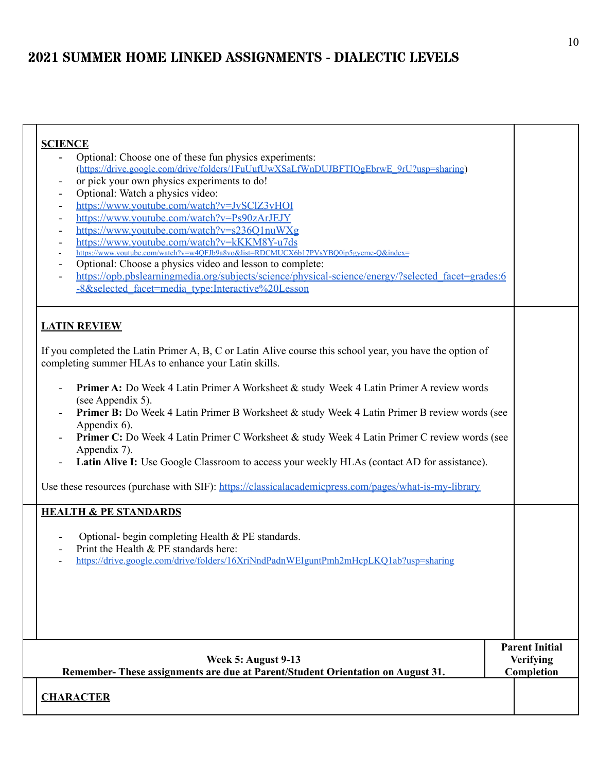# 2021 SUMMER HOME LINKED ASSIGNMENTS - DIALECTIC LEVELS

| | |
|---|---|
| **SCIENCE**<br>- Optional: Choose one of these fun physics experiments: (https://drive.google.com/drive/folders/1FuUufUwXSaLfWnDUJBFTIQgEbrwE_9rU?usp=sharing)<br>- or pick your own physics experiments to do!<br>- Optional: Watch a physics video:<br>- https://www.youtube.com/watch?v=JvSClZ3vHOI<br>- https://www.youtube.com/watch?v=Ps90zArJEJY<br>- https://www.youtube.com/watch?v=s236Q1nuWXg<br>- https://www.youtube.com/watch?v=kKKM8Y-u7ds<br>- https://www.youtube.com/watch?v=w4QFJb9a8vo&list=RDCMUCX6b17PVsYBQ0ip5gyeme-Q&index=<br>- Optional: Choose a physics video and lesson to complete:<br>- https://opb.pbslearningmedia.org/subjects/science/physical-science/energy/?selected_facet=grades:6-8&selected_facet=media_type:Interactive%20Lesson | |
| **LATIN REVIEW**<br><br>If you completed the Latin Primer A, B, C or Latin Alive course this school year, you have the option of completing summer HLAs to enhance your Latin skills.<br><br>- **Primer A:** Do Week 4 Latin Primer A Worksheet & study Week 4 Latin Primer A review words (see Appendix 5).<br>- **Primer B:** Do Week 4 Latin Primer B Worksheet & study Week 4 Latin Primer B review words (see Appendix 6).<br>- **Primer C:** Do Week 4 Latin Primer C Worksheet & study Week 4 Latin Primer C review words (see Appendix 7).<br>- **Latin Alive I:** Use Google Classroom to access your weekly HLAs (contact AD for assistance).<br><br>Use these resources (purchase with SIF): https://classicalacademicpress.com/pages/what-is-my-library | |
| **HEALTH & PE STANDARDS**<br><br>- Optional- begin completing Health & PE standards.<br>- Print the Health & PE standards here:<br>- https://drive.google.com/drive/folders/16XriNndPadnWEIguntPmh2mHcpLKQ1ab?usp=sharing | |
| **Week 5: August 9-13**<br>**Remember- These assignments are due at Parent/Student Orientation on August 31.** | **Parent Initial Verifying Completion** |
| **CHARACTER** | |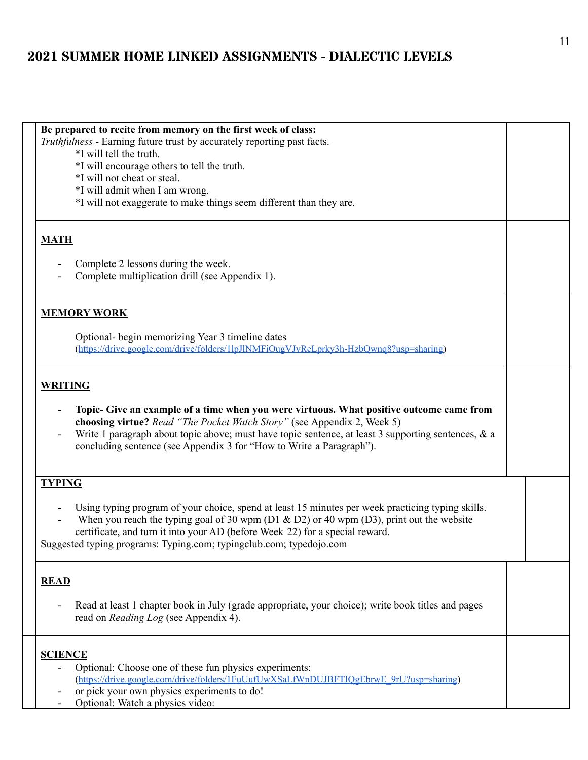# 2021 SUMMER HOME LINKED ASSIGNMENTS - DIALECTIC LEVELS

| | |
|---|---|
| **Be prepared to recite from memory on the first week of class:**<br>*Truthfulness* - Earning future trust by accurately reporting past facts.<br>*I will tell the truth.<br>*I will encourage others to tell the truth.<br>*I will not cheat or steal.<br>*I will admit when I am wrong.<br>*I will not exaggerate to make things seem different than they are. | |
| **MATH**<br>- Complete 2 lessons during the week.<br>- Complete multiplication drill (see Appendix 1). | |
| **MEMORY WORK**<br>Optional- begin memorizing Year 3 timeline dates (https://drive.google.com/drive/folders/1lpJlNMFiOugVJvReLprky3h-HzbQwnq8?usp=sharing) | |
| **WRITING**<br>- **Topic- Give an example of a time when you were virtuous. What positive outcome came from choosing virtue?** *Read "The Pocket Watch Story"* (see Appendix 2, Week 5)<br>- Write 1 paragraph about topic above; must have topic sentence, at least 3 supporting sentences, & a concluding sentence (see Appendix 3 for "How to Write a Paragraph"). | |
| **TYPING**<br>- Using typing program of your choice, spend at least 15 minutes per week practicing typing skills.<br>- When you reach the typing goal of 30 wpm (D1 & D2) or 40 wpm (D3), print out the website certificate, and turn it into your AD (before Week 22) for a special reward.<br>Suggested typing programs: Typing.com; typingclub.com; typedojo.com | |
| **READ**<br>- Read at least 1 chapter book in July (grade appropriate, your choice); write book titles and pages read on *Reading Log* (see Appendix 4). | |
| **SCIENCE**<br>- Optional: Choose one of these fun physics experiments: (https://drive.google.com/drive/folders/1FuUufUwXSaLfWnDUJBFTIQgEbrwE_9rU?usp=sharing)<br>- or pick your own physics experiments to do!<br>- Optional: Watch a physics video: | |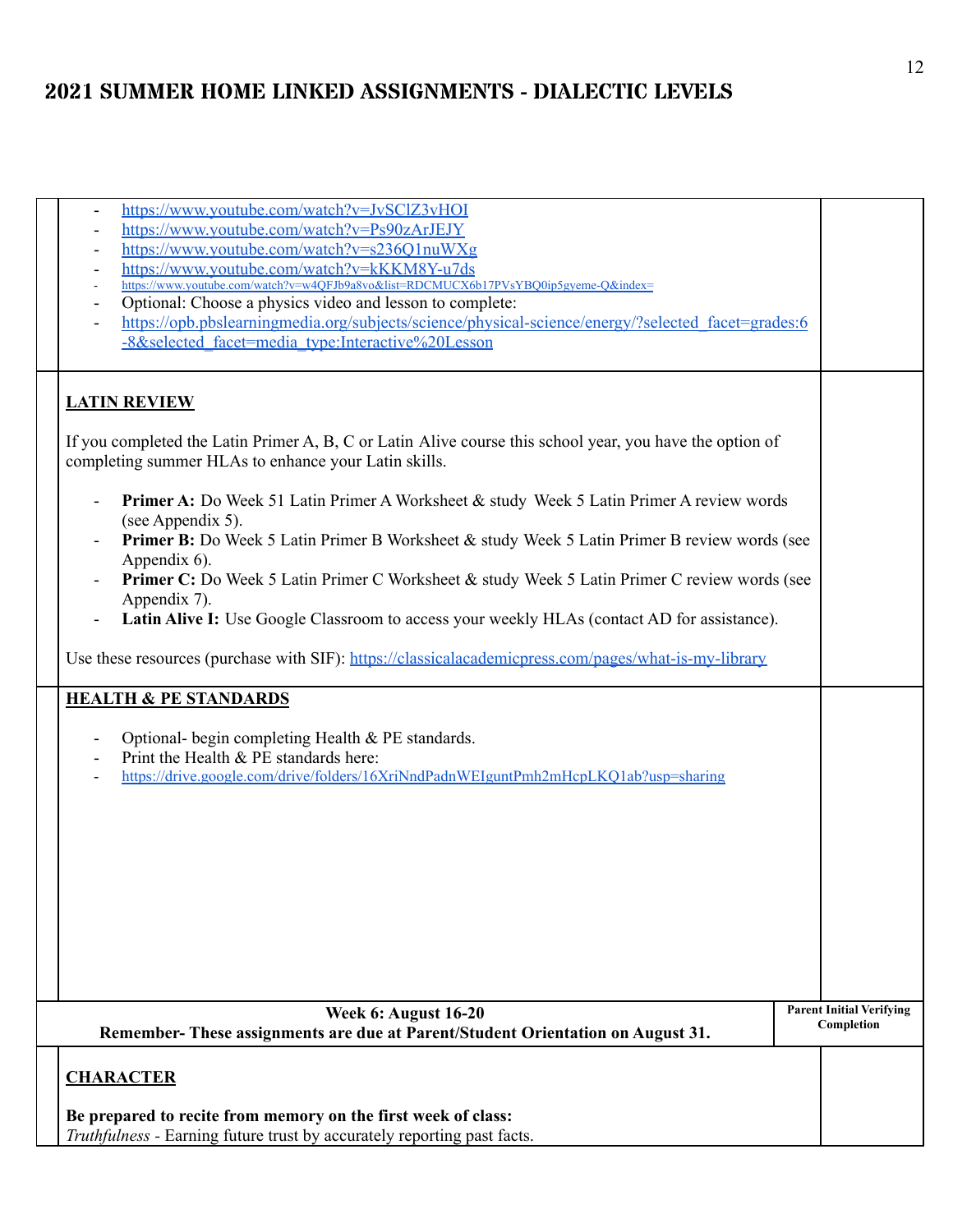# 2021 SUMMER HOME LINKED ASSIGNMENTS - DIALECTIC LEVELS

| | | |
|---|---|---|
| | - https://www.youtube.com/watch?v=JvSClZ3vHOI<br>- https://www.youtube.com/watch?v=Ps90zArJEJY<br>- https://www.youtube.com/watch?v=s236Q1nuWXg<br>- https://www.youtube.com/watch?v=kKKM8Y-u7ds<br>- https://www.youtube.com/watch?v=w4QFJb9a8vo&list=RDCMUCX6b17PVsYBQ0ip5gyeme-Q&index=<br>- Optional: Choose a physics video and lesson to complete:<br>- https://opb.pbslearningmedia.org/subjects/science/physical-science/energy/?selected_facet=grades:6-8&selected_facet=media_type:Interactive%20Lesson | |
| | **LATIN REVIEW**<br><br>If you completed the Latin Primer A, B, C or Latin Alive course this school year, you have the option of completing summer HLAs to enhance your Latin skills.<br><br>- **Primer A:** Do Week 51 Latin Primer A Worksheet & study Week 5 Latin Primer A review words (see Appendix 5).<br>- **Primer B:** Do Week 5 Latin Primer B Worksheet & study Week 5 Latin Primer B review words (see Appendix 6).<br>- **Primer C:** Do Week 5 Latin Primer C Worksheet & study Week 5 Latin Primer C review words (see Appendix 7).<br>- **Latin Alive I:** Use Google Classroom to access your weekly HLAs (contact AD for assistance).<br><br>Use these resources (purchase with SIF): https://classicalacademicpress.com/pages/what-is-my-library | |
| | **HEALTH & PE STANDARDS**<br><br>- Optional- begin completing Health & PE standards.<br>- Print the Health & PE standards here:<br>- https://drive.google.com/drive/folders/16XriNndPadnWEIguntPmh2mHcpLKQ1ab?usp=sharing | |
| | **Week 6: August 16-20**<br>**Remember- These assignments are due at Parent/Student Orientation on August 31.** | **Parent Initial Verifying Completion** |
| | **CHARACTER**<br><br>**Be prepared to recite from memory on the first week of class:**<br>*Truthfulness* - Earning future trust by accurately reporting past facts. | |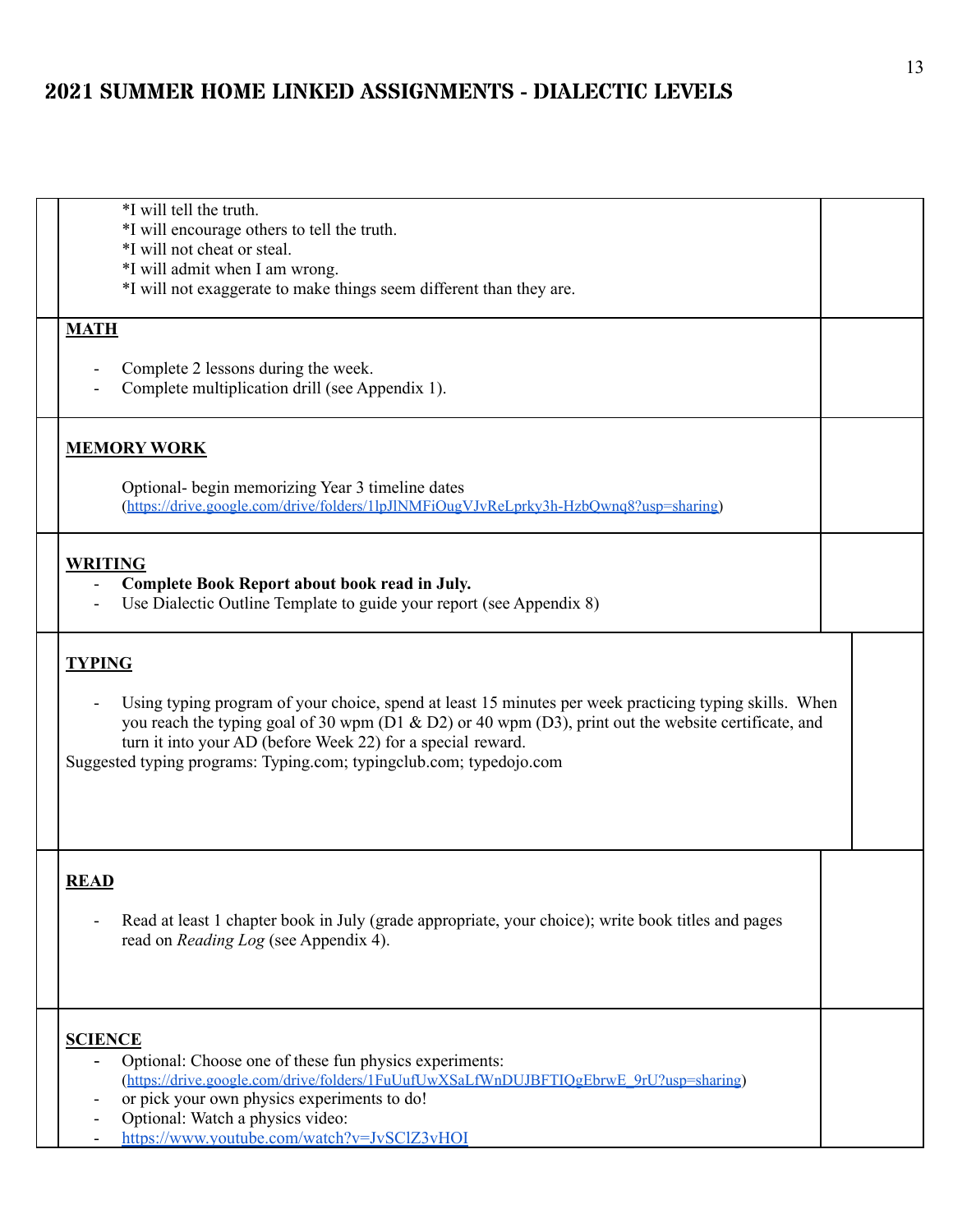# 2021 SUMMER HOME LINKED ASSIGNMENTS - DIALECTIC LEVELS

| | | |
|---|---|---|
| | *I will tell the truth.<br>*I will encourage others to tell the truth.<br>*I will not cheat or steal.<br>*I will admit when I am wrong.<br>*I will not exaggerate to make things seem different than they are. | |
| | **MATH**<br><br>- Complete 2 lessons during the week.<br>- Complete multiplication drill (see Appendix 1). | |
| | **MEMORY WORK**<br><br>Optional- begin memorizing Year 3 timeline dates (https://drive.google.com/drive/folders/1lpJlNMFiOugVJvReLprky3h-HzbQwnq8?usp=sharing) | |
| | **WRITING**<br>- **Complete Book Report about book read in July.**<br>- Use Dialectic Outline Template to guide your report (see Appendix 8) | |
| | **TYPING**<br><br>- Using typing program of your choice, spend at least 15 minutes per week practicing typing skills. When you reach the typing goal of 30 wpm (D1 & D2) or 40 wpm (D3), print out the website certificate, and turn it into your AD (before Week 22) for a special reward.<br>Suggested typing programs: Typing.com; typingclub.com; typedojo.com | |
| | **READ**<br><br>- Read at least 1 chapter book in July (grade appropriate, your choice); write book titles and pages read on *Reading Log* (see Appendix 4). | |
| | **SCIENCE**<br>- Optional: Choose one of these fun physics experiments: (https://drive.google.com/drive/folders/1FuUufUwXSaLfWnDUJBFTIQgEbrwE_9rU?usp=sharing)<br>- or pick your own physics experiments to do!<br>- Optional: Watch a physics video:<br>- https://www.youtube.com/watch?v=JvSClZ3vHOI | |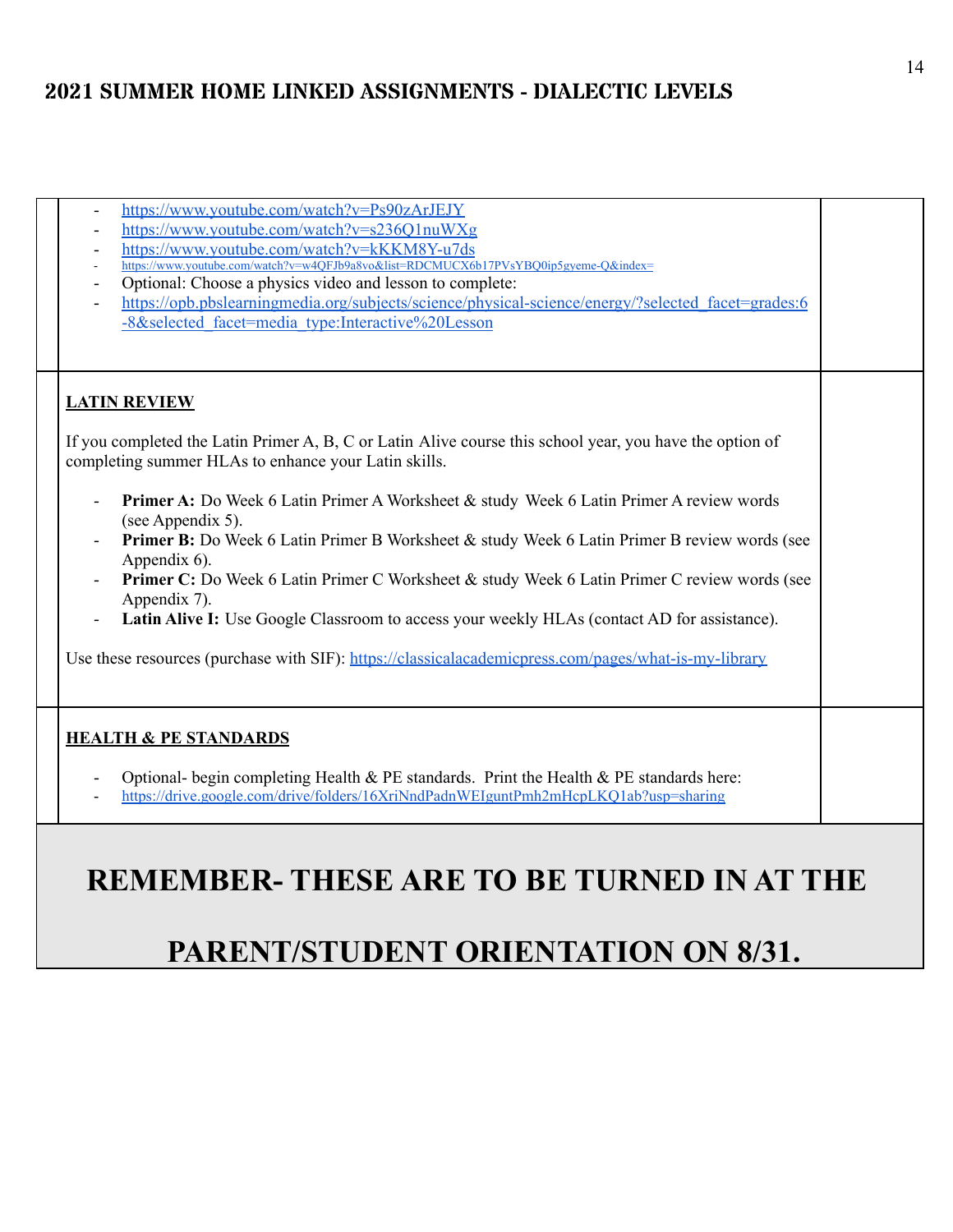## 2021 SUMMER HOME LINKED ASSIGNMENTS - DIALECTIC LEVELS

- https://www.youtube.com/watch?v=Ps90zArJEJY
- https://www.youtube.com/watch?v=s236Q1nuWXg
- https://www.youtube.com/watch?v=kKKM8Y-u7ds
- https://www.youtube.com/watch?v=w4QFJb9a8vo&list=RDCMUCX6b17PVsYBQ0ip5gyeme-Q&index=
- Optional: Choose a physics video and lesson to complete:
- https://opb.pbslearningmedia.org/subjects/science/physical-science/energy/?selected_facet=grades:6-8&selected_facet=media_type:Interactive%20Lesson

**LATIN REVIEW**

If you completed the Latin Primer A, B, C or Latin Alive course this school year, you have the option of completing summer HLAs to enhance your Latin skills.

- **Primer A:** Do Week 6 Latin Primer A Worksheet & study Week 6 Latin Primer A review words (see Appendix 5).
- **Primer B:** Do Week 6 Latin Primer B Worksheet & study Week 6 Latin Primer B review words (see Appendix 6).
- **Primer C:** Do Week 6 Latin Primer C Worksheet & study Week 6 Latin Primer C review words (see Appendix 7).
- **Latin Alive I:** Use Google Classroom to access your weekly HLAs (contact AD for assistance).

Use these resources (purchase with SIF): https://classicalacademicpress.com/pages/what-is-my-library

**HEALTH & PE STANDARDS**

- Optional- begin completing Health & PE standards. Print the Health & PE standards here:
- https://drive.google.com/drive/folders/16XriNndPadnWEIguntPmh2mHcpLKQ1ab?usp=sharing

# REMEMBER- THESE ARE TO BE TURNED IN AT THE PARENT/STUDENT ORIENTATION ON 8/31.